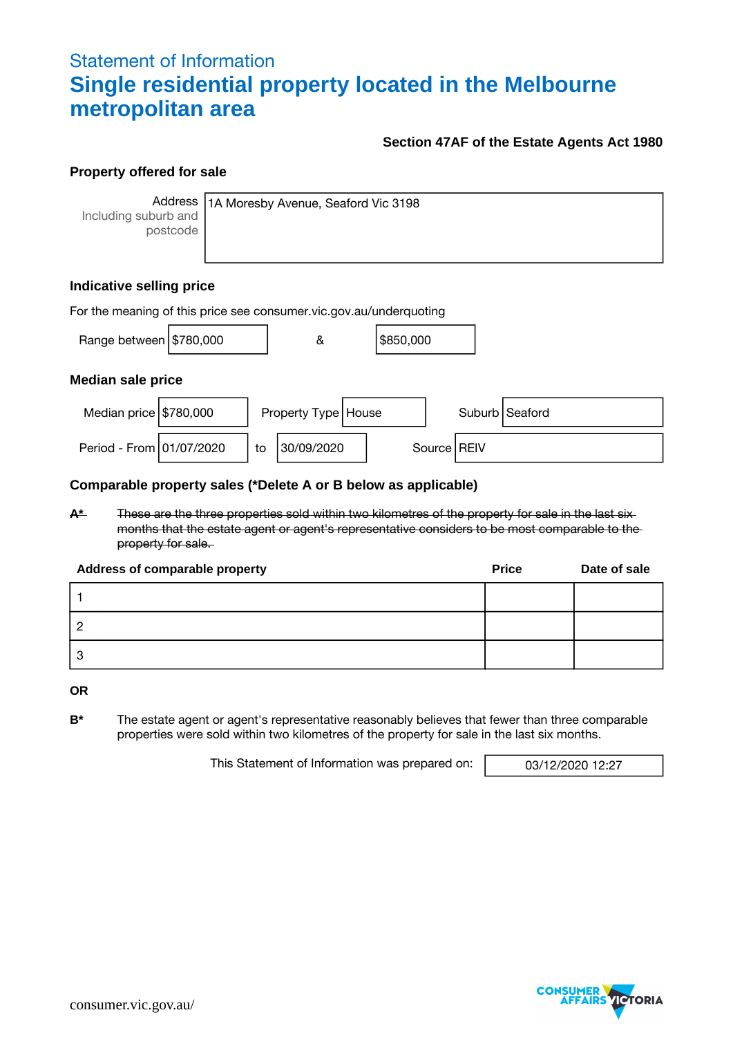Statement of Information

# Single residential property located in the Melbourne metropolitan area

**Section 47AF of the Estate Agents Act 1980**

## Property offered for sale

| | |
|---|---|
| Address<br>Including suburb and postcode | 1A Moresby Avenue, Seaford Vic 3198 |

## Indicative selling price

For the meaning of this price see consumer.vic.gov.au/underquoting

| | | | |
|---|---|---|---|
| Range between | $780,000 | & | $850,000 |

## Median sale price

| | | | | | |
|---|---|---|---|---|---|
| Median price | $780,000 | Property Type | House | Suburb | Seaford |
| Period - From | 01/07/2020 | to | 30/09/2020 | Source | REIV |

## Comparable property sales (*Delete A or B below as applicable)

~~**A*** These are the three properties sold within two kilometres of the property for sale in the last six months that the estate agent or agent's representative considers to be most comparable to the property for sale.~~

| Address of comparable property | Price | Date of sale |
|---|---|---|
| 1 | | |
| 2 | | |
| 3 | | |

**OR**

**B*** The estate agent or agent's representative reasonably believes that fewer than three comparable properties were sold within two kilometres of the property for sale in the last six months.

This Statement of Information was prepared on: 03/12/2020 12:27

consumer.vic.gov.au/

CONSUMER AFFAIRS VICTORIA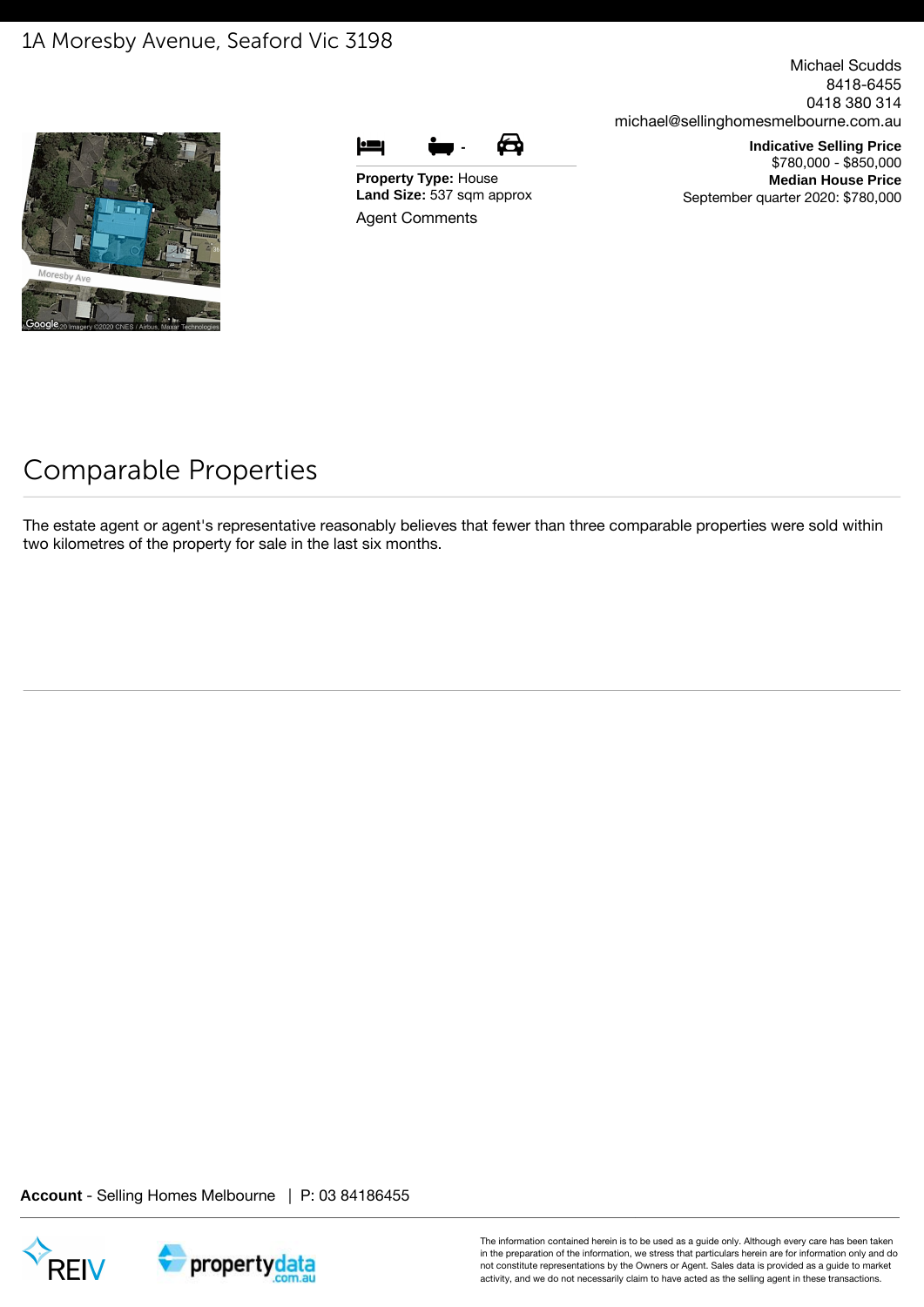# 1A Moresby Avenue, Seaford Vic 3198

Michael Scudds
8418-6455
0418 380 314
michael@sellinghomesmelbourne.com.au

**Indicative Selling Price**
$780,000 - $850,000

**Median House Price**
September quarter 2020: $780,000

-

**Property Type:** House
**Land Size:** 537 sqm approx

Agent Comments

## Comparable Properties

The estate agent or agent's representative reasonably believes that fewer than three comparable properties were sold within two kilometres of the property for sale in the last six months.

**Account** - Selling Homes Melbourne | P: 03 84186455

The information contained herein is to be used as a guide only. Although every care has been taken in the preparation of the information, we stress that particulars herein are for information only and do not constitute representations by the Owners or Agent. Sales data is provided as a guide to market activity, and we do not necessarily claim to have acted as the selling agent in these transactions.